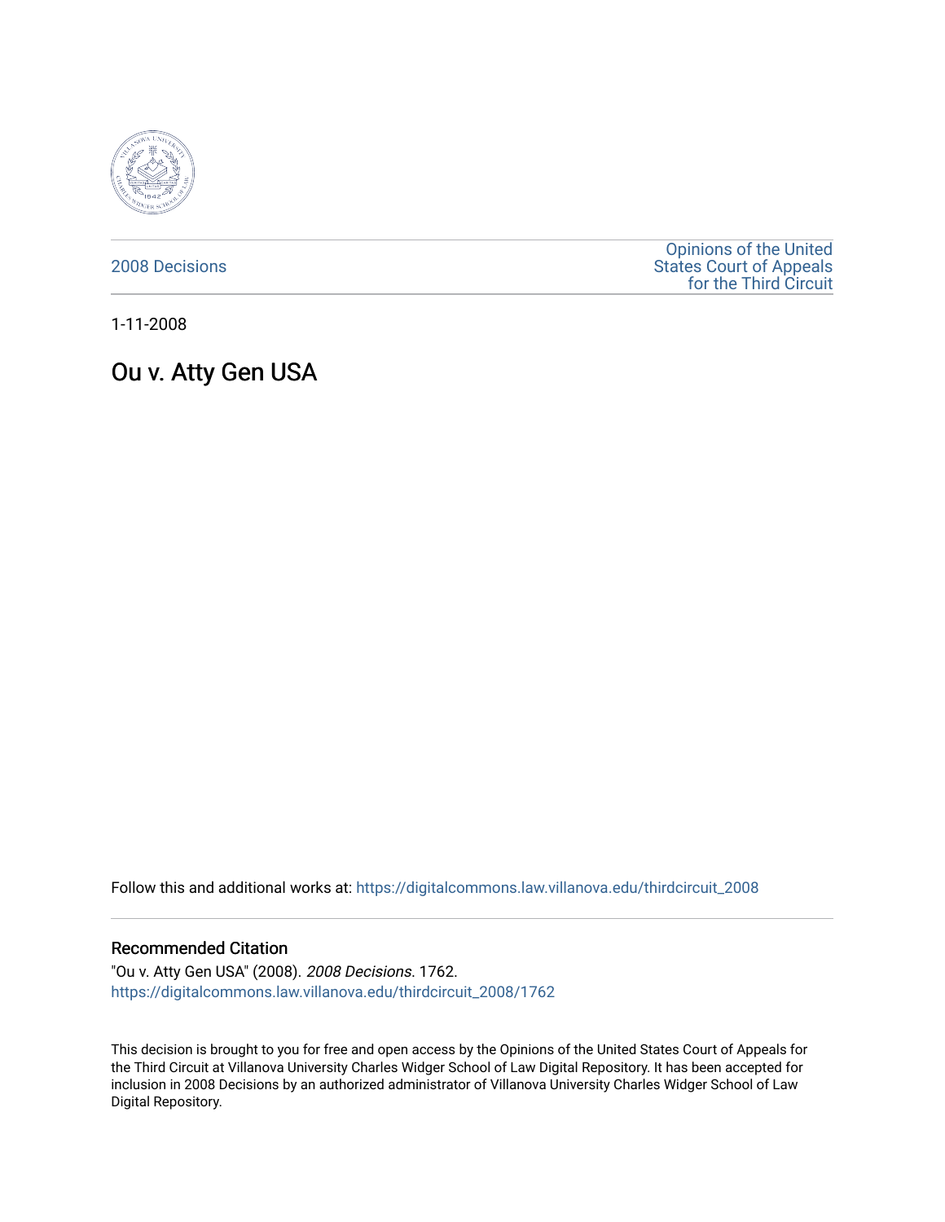2008 Decisions

Opinions of the United States Court of Appeals for the Third Circuit

1-11-2008

# Ou v. Atty Gen USA

Follow this and additional works at: https://digitalcommons.law.villanova.edu/thirdcircuit_2008

## Recommended Citation

"Ou v. Atty Gen USA" (2008). *2008 Decisions*. 1762.
https://digitalcommons.law.villanova.edu/thirdcircuit_2008/1762

This decision is brought to you for free and open access by the Opinions of the United States Court of Appeals for the Third Circuit at Villanova University Charles Widger School of Law Digital Repository. It has been accepted for inclusion in 2008 Decisions by an authorized administrator of Villanova University Charles Widger School of Law Digital Repository.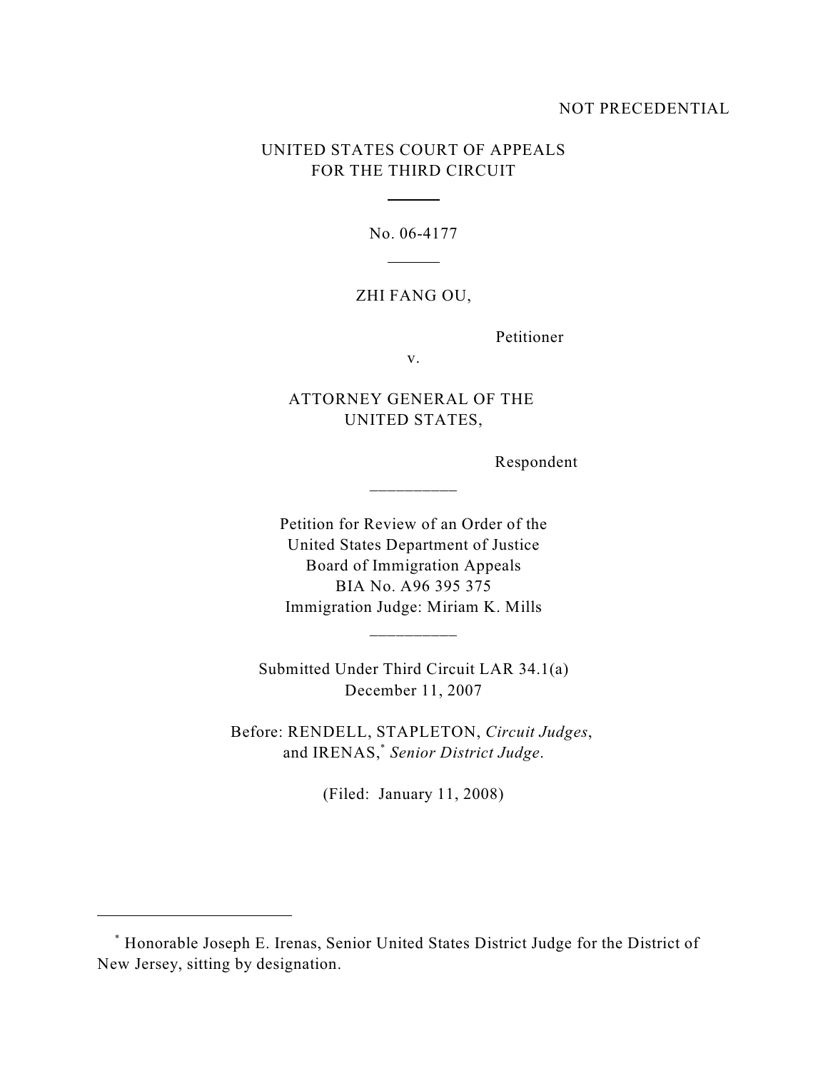NOT PRECEDENTIAL

UNITED STATES COURT OF APPEALS
FOR THE THIRD CIRCUIT

No. 06-4177

ZHI FANG OU,

Petitioner

v.

ATTORNEY GENERAL OF THE
UNITED STATES,

Respondent

---

Petition for Review of an Order of the
United States Department of Justice
Board of Immigration Appeals
BIA No. A96 395 375
Immigration Judge: Miriam K. Mills

---

Submitted Under Third Circuit LAR 34.1(a)
December 11, 2007

Before: RENDELL, STAPLETON, *Circuit Judges*,
and IRENAS,[*] *Senior District Judge*.

(Filed: January 11, 2008)

---

[*] Honorable Joseph E. Irenas, Senior United States District Judge for the District of New Jersey, sitting by designation.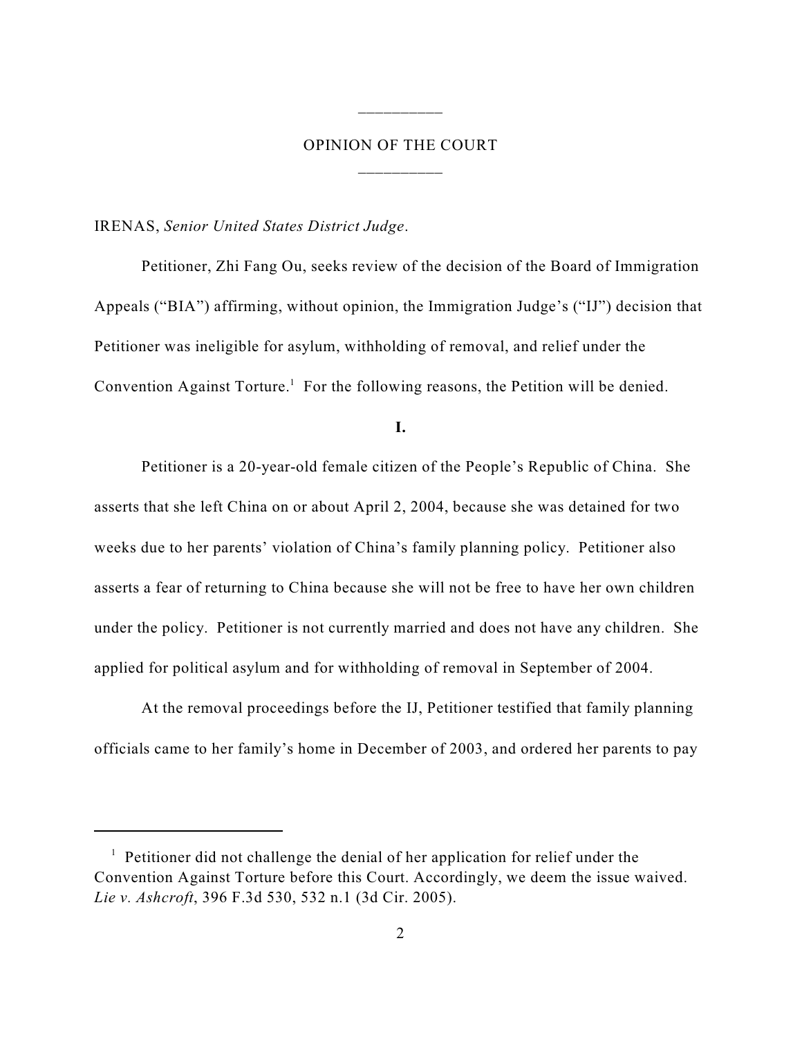---

OPINION OF THE COURT

---

IRENAS, *Senior United States District Judge*.

Petitioner, Zhi Fang Ou, seeks review of the decision of the Board of Immigration Appeals ("BIA") affirming, without opinion, the Immigration Judge's ("IJ") decision that Petitioner was ineligible for asylum, withholding of removal, and relief under the Convention Against Torture.[1] For the following reasons, the Petition will be denied.

**I.**

Petitioner is a 20-year-old female citizen of the People's Republic of China. She asserts that she left China on or about April 2, 2004, because she was detained for two weeks due to her parents' violation of China's family planning policy. Petitioner also asserts a fear of returning to China because she will not be free to have her own children under the policy. Petitioner is not currently married and does not have any children. She applied for political asylum and for withholding of removal in September of 2004.

At the removal proceedings before the IJ, Petitioner testified that family planning officials came to her family's home in December of 2003, and ordered her parents to pay

---

[1] Petitioner did not challenge the denial of her application for relief under the Convention Against Torture before this Court. Accordingly, we deem the issue waived. *Lie v. Ashcroft*, 396 F.3d 530, 532 n.1 (3d Cir. 2005).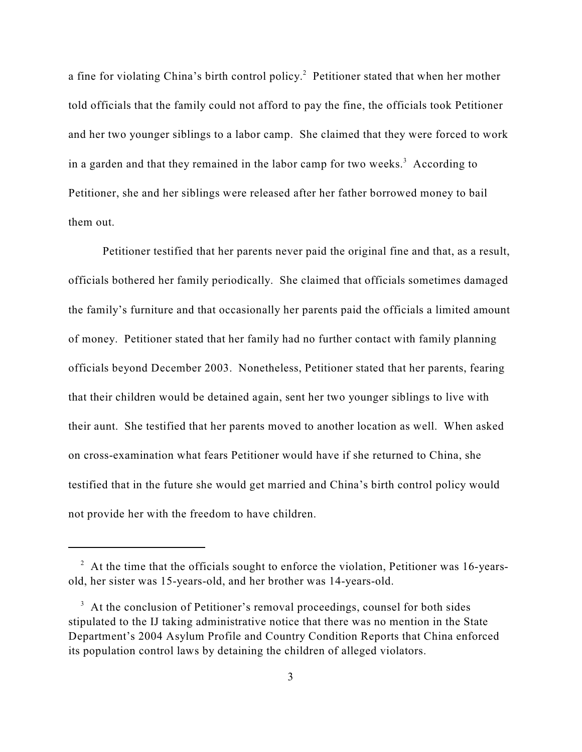a fine for violating China's birth control policy.[2] Petitioner stated that when her mother told officials that the family could not afford to pay the fine, the officials took Petitioner and her two younger siblings to a labor camp. She claimed that they were forced to work in a garden and that they remained in the labor camp for two weeks.[3] According to Petitioner, she and her siblings were released after her father borrowed money to bail them out.

Petitioner testified that her parents never paid the original fine and that, as a result, officials bothered her family periodically. She claimed that officials sometimes damaged the family's furniture and that occasionally her parents paid the officials a limited amount of money. Petitioner stated that her family had no further contact with family planning officials beyond December 2003. Nonetheless, Petitioner stated that her parents, fearing that their children would be detained again, sent her two younger siblings to live with their aunt. She testified that her parents moved to another location as well. When asked on cross-examination what fears Petitioner would have if she returned to China, she testified that in the future she would get married and China's birth control policy would not provide her with the freedom to have children.

---

[2] At the time that the officials sought to enforce the violation, Petitioner was 16-years-old, her sister was 15-years-old, and her brother was 14-years-old.

[3] At the conclusion of Petitioner's removal proceedings, counsel for both sides stipulated to the IJ taking administrative notice that there was no mention in the State Department's 2004 Asylum Profile and Country Condition Reports that China enforced its population control laws by detaining the children of alleged violators.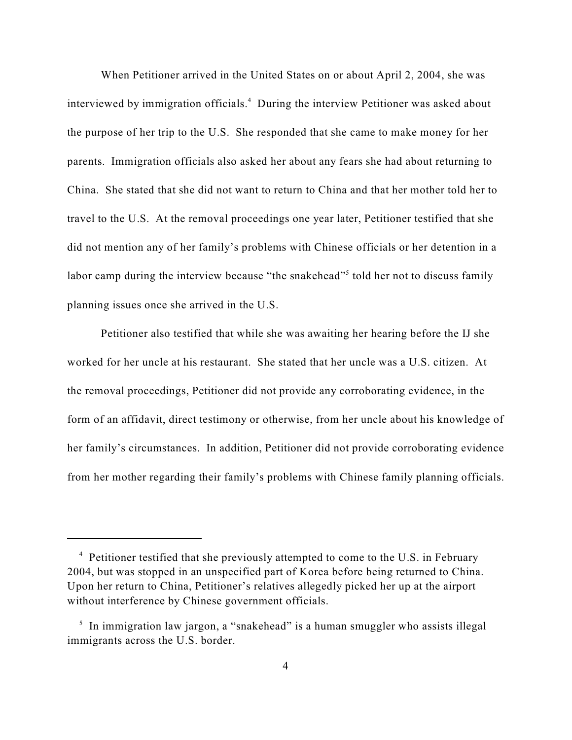When Petitioner arrived in the United States on or about April 2, 2004, she was interviewed by immigration officials.[4] During the interview Petitioner was asked about the purpose of her trip to the U.S. She responded that she came to make money for her parents. Immigration officials also asked her about any fears she had about returning to China. She stated that she did not want to return to China and that her mother told her to travel to the U.S. At the removal proceedings one year later, Petitioner testified that she did not mention any of her family's problems with Chinese officials or her detention in a labor camp during the interview because "the snakehead"[5] told her not to discuss family planning issues once she arrived in the U.S.

Petitioner also testified that while she was awaiting her hearing before the IJ she worked for her uncle at his restaurant. She stated that her uncle was a U.S. citizen. At the removal proceedings, Petitioner did not provide any corroborating evidence, in the form of an affidavit, direct testimony or otherwise, from her uncle about his knowledge of her family's circumstances. In addition, Petitioner did not provide corroborating evidence from her mother regarding their family's problems with Chinese family planning officials.

---

[4] Petitioner testified that she previously attempted to come to the U.S. in February 2004, but was stopped in an unspecified part of Korea before being returned to China. Upon her return to China, Petitioner's relatives allegedly picked her up at the airport without interference by Chinese government officials.

[5] In immigration law jargon, a "snakehead" is a human smuggler who assists illegal immigrants across the U.S. border.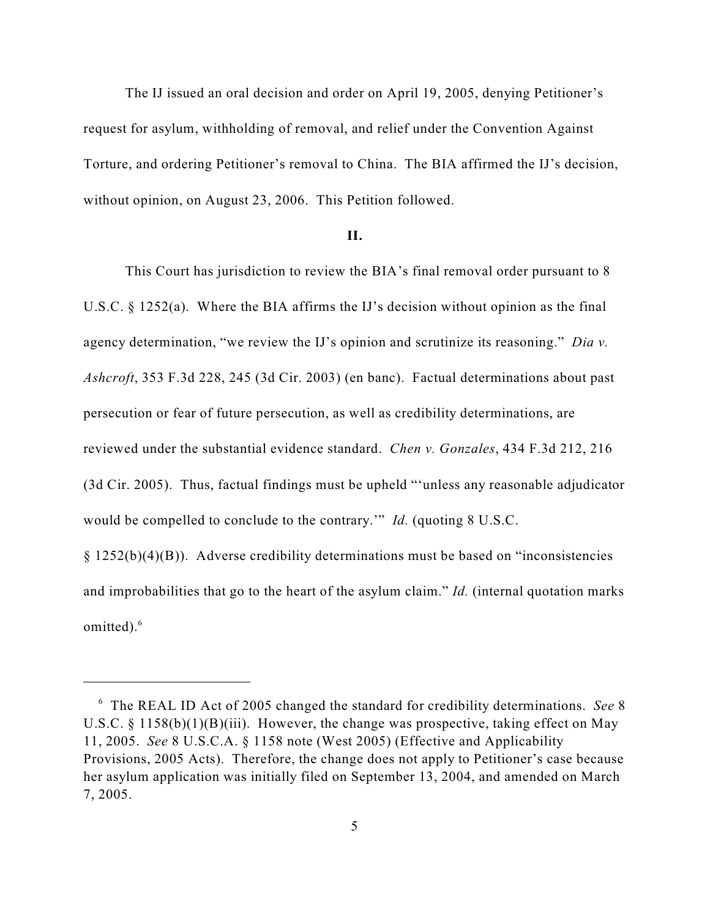The IJ issued an oral decision and order on April 19, 2005, denying Petitioner's request for asylum, withholding of removal, and relief under the Convention Against Torture, and ordering Petitioner's removal to China. The BIA affirmed the IJ's decision, without opinion, on August 23, 2006. This Petition followed.

## II.

This Court has jurisdiction to review the BIA's final removal order pursuant to 8 U.S.C. § 1252(a). Where the BIA affirms the IJ's decision without opinion as the final agency determination, "we review the IJ's opinion and scrutinize its reasoning." *Dia v. Ashcroft*, 353 F.3d 228, 245 (3d Cir. 2003) (en banc). Factual determinations about past persecution or fear of future persecution, as well as credibility determinations, are reviewed under the substantial evidence standard. *Chen v. Gonzales*, 434 F.3d 212, 216 (3d Cir. 2005). Thus, factual findings must be upheld "'unless any reasonable adjudicator would be compelled to conclude to the contrary.'" *Id.* (quoting 8 U.S.C. § 1252(b)(4)(B)). Adverse credibility determinations must be based on "inconsistencies and improbabilities that go to the heart of the asylum claim." *Id.* (internal quotation marks omitted).[6]

---

[6] The REAL ID Act of 2005 changed the standard for credibility determinations. *See* 8 U.S.C. § 1158(b)(1)(B)(iii). However, the change was prospective, taking effect on May 11, 2005. *See* 8 U.S.C.A. § 1158 note (West 2005) (Effective and Applicability Provisions, 2005 Acts). Therefore, the change does not apply to Petitioner's case because her asylum application was initially filed on September 13, 2004, and amended on March 7, 2005.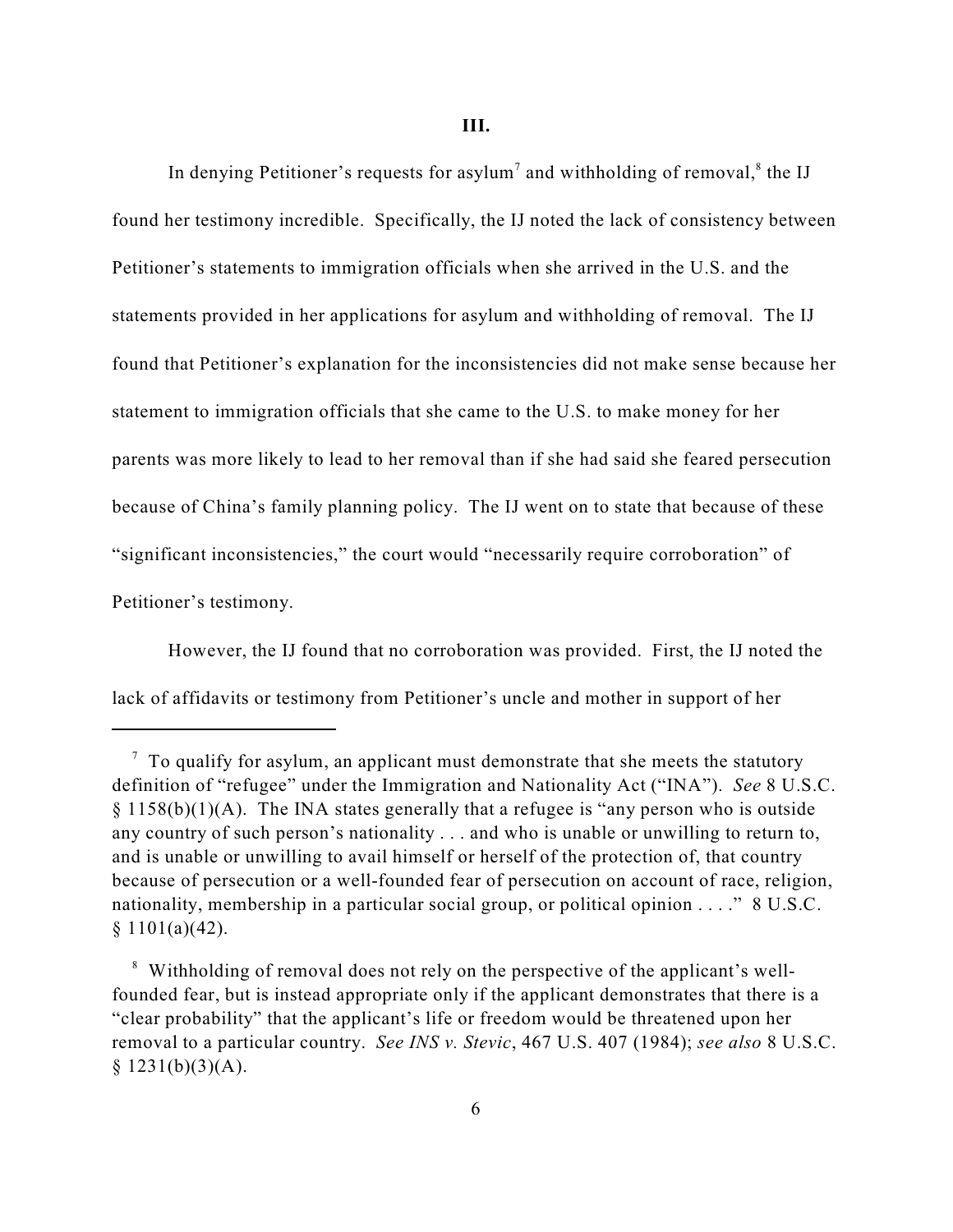### III.

In denying Petitioner's requests for asylum[7] and withholding of removal,[8] the IJ found her testimony incredible. Specifically, the IJ noted the lack of consistency between Petitioner's statements to immigration officials when she arrived in the U.S. and the statements provided in her applications for asylum and withholding of removal. The IJ found that Petitioner's explanation for the inconsistencies did not make sense because her statement to immigration officials that she came to the U.S. to make money for her parents was more likely to lead to her removal than if she had said she feared persecution because of China's family planning policy. The IJ went on to state that because of these "significant inconsistencies," the court would "necessarily require corroboration" of Petitioner's testimony.

However, the IJ found that no corroboration was provided. First, the IJ noted the lack of affidavits or testimony from Petitioner's uncle and mother in support of her

---

[7] To qualify for asylum, an applicant must demonstrate that she meets the statutory definition of "refugee" under the Immigration and Nationality Act ("INA"). *See* 8 U.S.C. § 1158(b)(1)(A). The INA states generally that a refugee is "any person who is outside any country of such person's nationality . . . and who is unable or unwilling to return to, and is unable or unwilling to avail himself or herself of the protection of, that country because of persecution or a well-founded fear of persecution on account of race, religion, nationality, membership in a particular social group, or political opinion . . . ." 8 U.S.C. § 1101(a)(42).

[8] Withholding of removal does not rely on the perspective of the applicant's well-founded fear, but is instead appropriate only if the applicant demonstrates that there is a "clear probability" that the applicant's life or freedom would be threatened upon her removal to a particular country. *See INS v. Stevic*, 467 U.S. 407 (1984); *see also* 8 U.S.C. § 1231(b)(3)(A).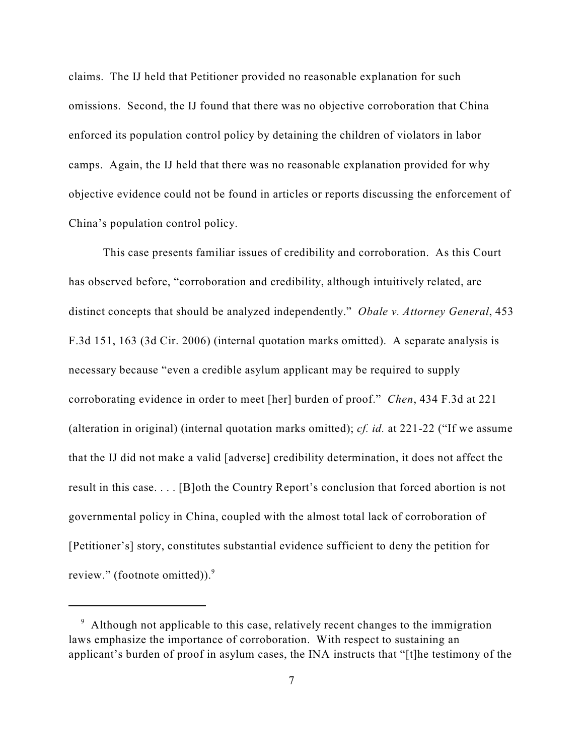claims. The IJ held that Petitioner provided no reasonable explanation for such omissions. Second, the IJ found that there was no objective corroboration that China enforced its population control policy by detaining the children of violators in labor camps. Again, the IJ held that there was no reasonable explanation provided for why objective evidence could not be found in articles or reports discussing the enforcement of China's population control policy.

This case presents familiar issues of credibility and corroboration. As this Court has observed before, "corroboration and credibility, although intuitively related, are distinct concepts that should be analyzed independently." *Obale v. Attorney General*, 453 F.3d 151, 163 (3d Cir. 2006) (internal quotation marks omitted). A separate analysis is necessary because "even a credible asylum applicant may be required to supply corroborating evidence in order to meet [her] burden of proof." *Chen*, 434 F.3d at 221 (alteration in original) (internal quotation marks omitted); *cf. id.* at 221-22 ("If we assume that the IJ did not make a valid [adverse] credibility determination, it does not affect the result in this case. . . . [B]oth the Country Report's conclusion that forced abortion is not governmental policy in China, coupled with the almost total lack of corroboration of [Petitioner's] story, constitutes substantial evidence sufficient to deny the petition for review." (footnote omitted)).[9]

---

[9] Although not applicable to this case, relatively recent changes to the immigration laws emphasize the importance of corroboration. With respect to sustaining an applicant's burden of proof in asylum cases, the INA instructs that "[t]he testimony of the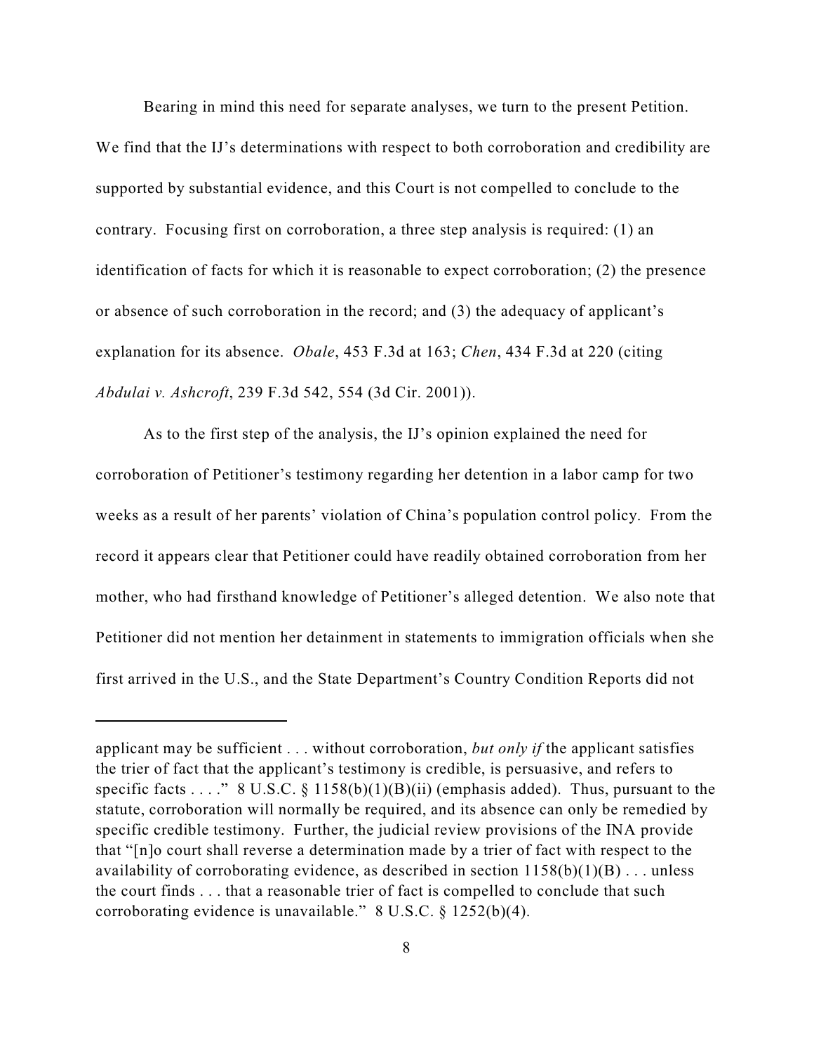Bearing in mind this need for separate analyses, we turn to the present Petition. We find that the IJ's determinations with respect to both corroboration and credibility are supported by substantial evidence, and this Court is not compelled to conclude to the contrary. Focusing first on corroboration, a three step analysis is required: (1) an identification of facts for which it is reasonable to expect corroboration; (2) the presence or absence of such corroboration in the record; and (3) the adequacy of applicant's explanation for its absence. *Obale*, 453 F.3d at 163; *Chen*, 434 F.3d at 220 (citing *Abdulai v. Ashcroft*, 239 F.3d 542, 554 (3d Cir. 2001)).

As to the first step of the analysis, the IJ's opinion explained the need for corroboration of Petitioner's testimony regarding her detention in a labor camp for two weeks as a result of her parents' violation of China's population control policy. From the record it appears clear that Petitioner could have readily obtained corroboration from her mother, who had firsthand knowledge of Petitioner's alleged detention. We also note that Petitioner did not mention her detainment in statements to immigration officials when she first arrived in the U.S., and the State Department's Country Condition Reports did not

---

applicant may be sufficient . . . without corroboration, *but only if* the applicant satisfies the trier of fact that the applicant's testimony is credible, is persuasive, and refers to specific facts . . . ." 8 U.S.C. § 1158(b)(1)(B)(ii) (emphasis added). Thus, pursuant to the statute, corroboration will normally be required, and its absence can only be remedied by specific credible testimony. Further, the judicial review provisions of the INA provide that "[n]o court shall reverse a determination made by a trier of fact with respect to the availability of corroborating evidence, as described in section 1158(b)(1)(B) . . . unless the court finds . . . that a reasonable trier of fact is compelled to conclude that such corroborating evidence is unavailable." 8 U.S.C. § 1252(b)(4).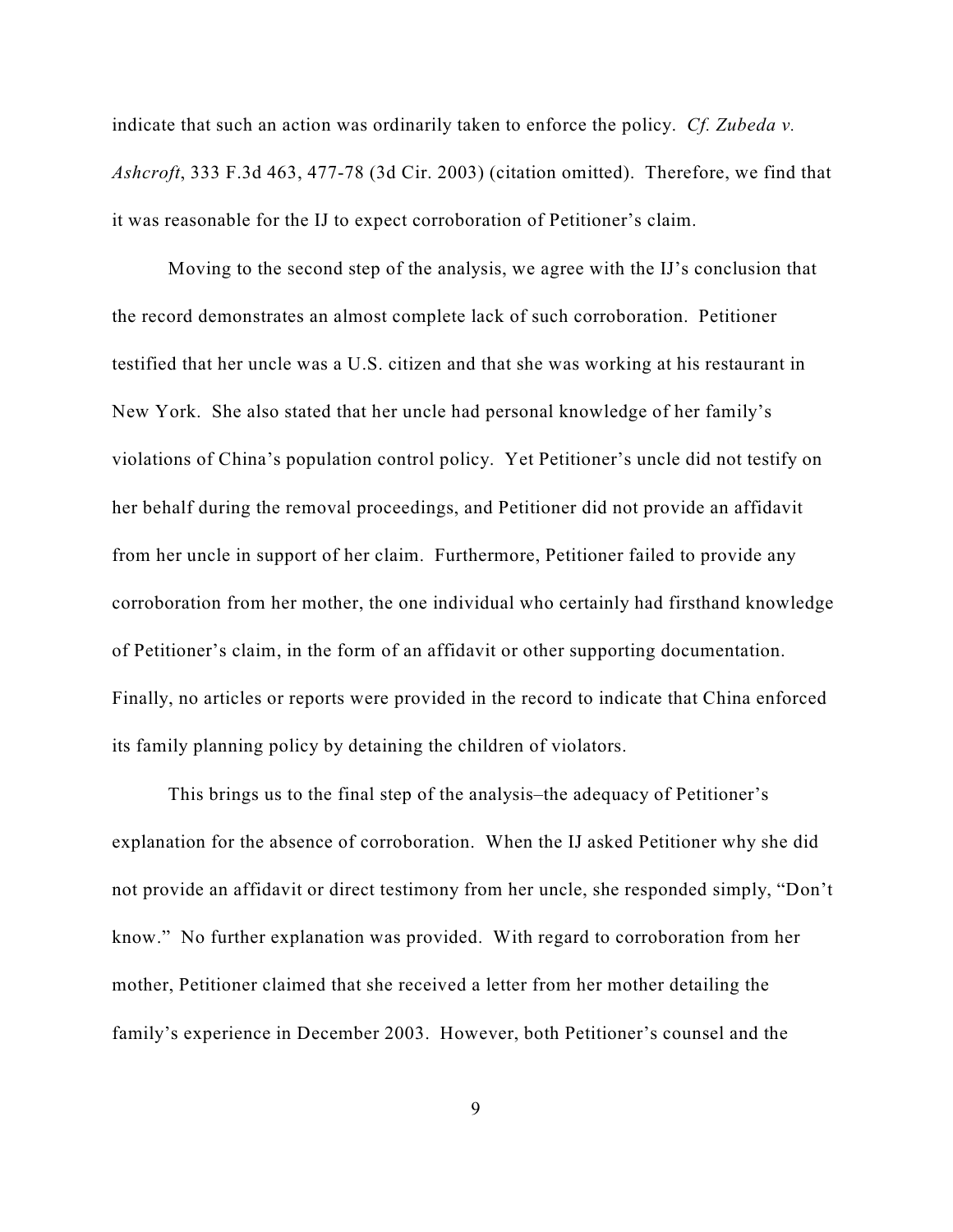indicate that such an action was ordinarily taken to enforce the policy. *Cf. Zubeda v. Ashcroft*, 333 F.3d 463, 477-78 (3d Cir. 2003) (citation omitted). Therefore, we find that it was reasonable for the IJ to expect corroboration of Petitioner's claim.

Moving to the second step of the analysis, we agree with the IJ's conclusion that the record demonstrates an almost complete lack of such corroboration. Petitioner testified that her uncle was a U.S. citizen and that she was working at his restaurant in New York. She also stated that her uncle had personal knowledge of her family's violations of China's population control policy. Yet Petitioner's uncle did not testify on her behalf during the removal proceedings, and Petitioner did not provide an affidavit from her uncle in support of her claim. Furthermore, Petitioner failed to provide any corroboration from her mother, the one individual who certainly had firsthand knowledge of Petitioner's claim, in the form of an affidavit or other supporting documentation. Finally, no articles or reports were provided in the record to indicate that China enforced its family planning policy by detaining the children of violators.

This brings us to the final step of the analysis–the adequacy of Petitioner's explanation for the absence of corroboration. When the IJ asked Petitioner why she did not provide an affidavit or direct testimony from her uncle, she responded simply, "Don't know." No further explanation was provided. With regard to corroboration from her mother, Petitioner claimed that she received a letter from her mother detailing the family's experience in December 2003. However, both Petitioner's counsel and the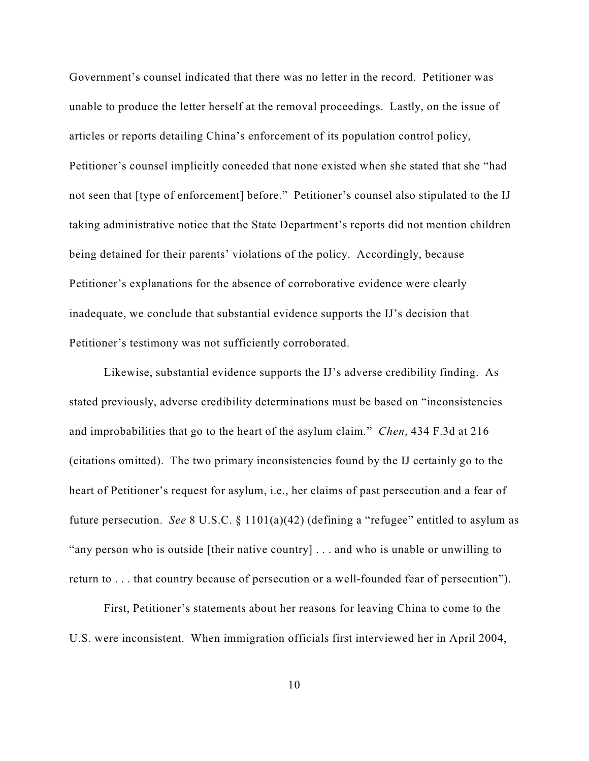Government's counsel indicated that there was no letter in the record. Petitioner was unable to produce the letter herself at the removal proceedings. Lastly, on the issue of articles or reports detailing China's enforcement of its population control policy, Petitioner's counsel implicitly conceded that none existed when she stated that she "had not seen that [type of enforcement] before." Petitioner's counsel also stipulated to the IJ taking administrative notice that the State Department's reports did not mention children being detained for their parents' violations of the policy. Accordingly, because Petitioner's explanations for the absence of corroborative evidence were clearly inadequate, we conclude that substantial evidence supports the IJ's decision that Petitioner's testimony was not sufficiently corroborated.

Likewise, substantial evidence supports the IJ's adverse credibility finding. As stated previously, adverse credibility determinations must be based on "inconsistencies and improbabilities that go to the heart of the asylum claim." *Chen*, 434 F.3d at 216 (citations omitted). The two primary inconsistencies found by the IJ certainly go to the heart of Petitioner's request for asylum, i.e., her claims of past persecution and a fear of future persecution. *See* 8 U.S.C. § 1101(a)(42) (defining a "refugee" entitled to asylum as "any person who is outside [their native country] . . . and who is unable or unwilling to return to . . . that country because of persecution or a well-founded fear of persecution").

First, Petitioner's statements about her reasons for leaving China to come to the U.S. were inconsistent. When immigration officials first interviewed her in April 2004,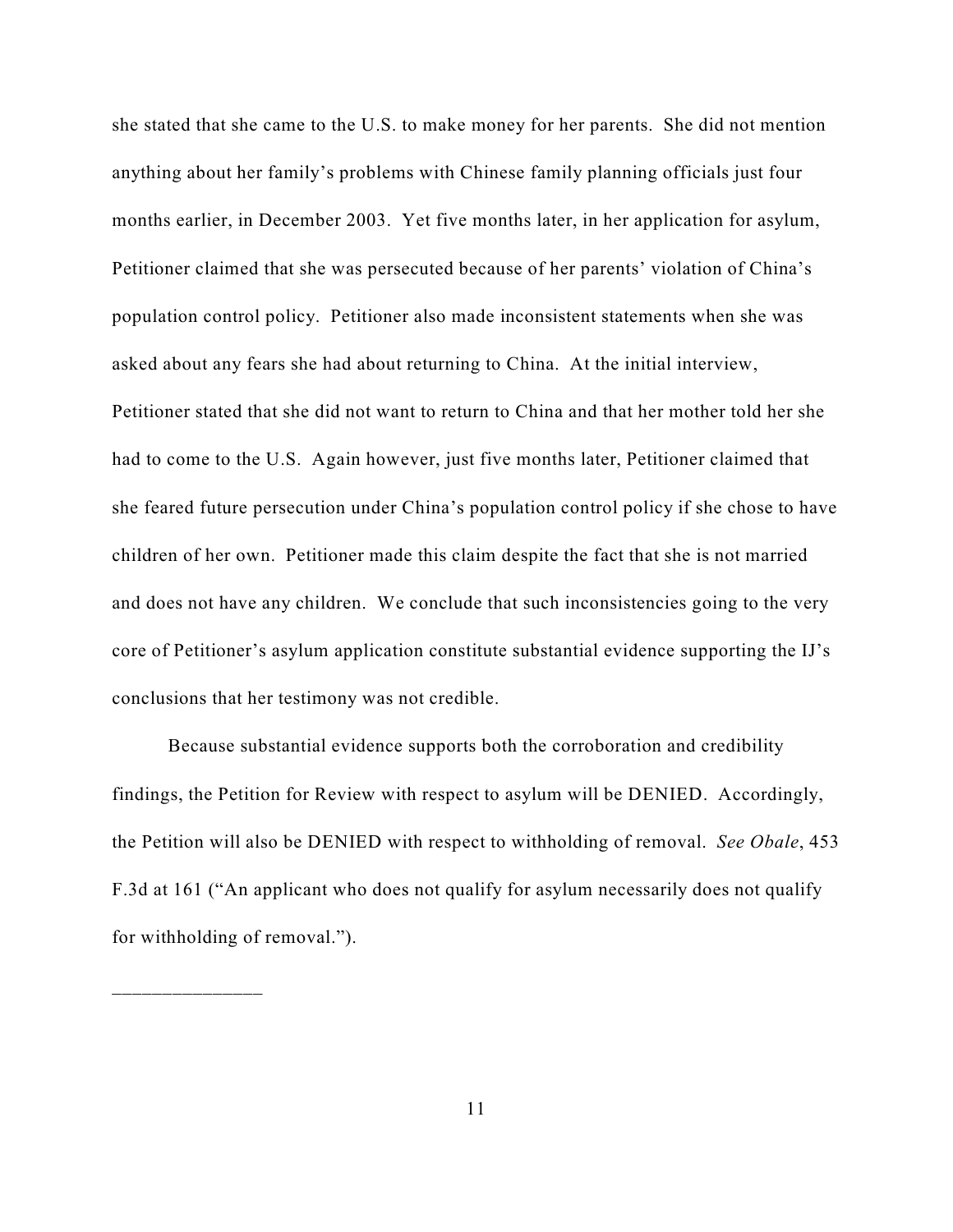she stated that she came to the U.S. to make money for her parents. She did not mention anything about her family's problems with Chinese family planning officials just four months earlier, in December 2003. Yet five months later, in her application for asylum, Petitioner claimed that she was persecuted because of her parents' violation of China's population control policy. Petitioner also made inconsistent statements when she was asked about any fears she had about returning to China. At the initial interview, Petitioner stated that she did not want to return to China and that her mother told her she had to come to the U.S. Again however, just five months later, Petitioner claimed that she feared future persecution under China's population control policy if she chose to have children of her own. Petitioner made this claim despite the fact that she is not married and does not have any children. We conclude that such inconsistencies going to the very core of Petitioner's asylum application constitute substantial evidence supporting the IJ's conclusions that her testimony was not credible.

Because substantial evidence supports both the corroboration and credibility findings, the Petition for Review with respect to asylum will be DENIED. Accordingly, the Petition will also be DENIED with respect to withholding of removal. *See Obale*, 453 F.3d at 161 ("An applicant who does not qualify for asylum necessarily does not qualify for withholding of removal.").

_______________